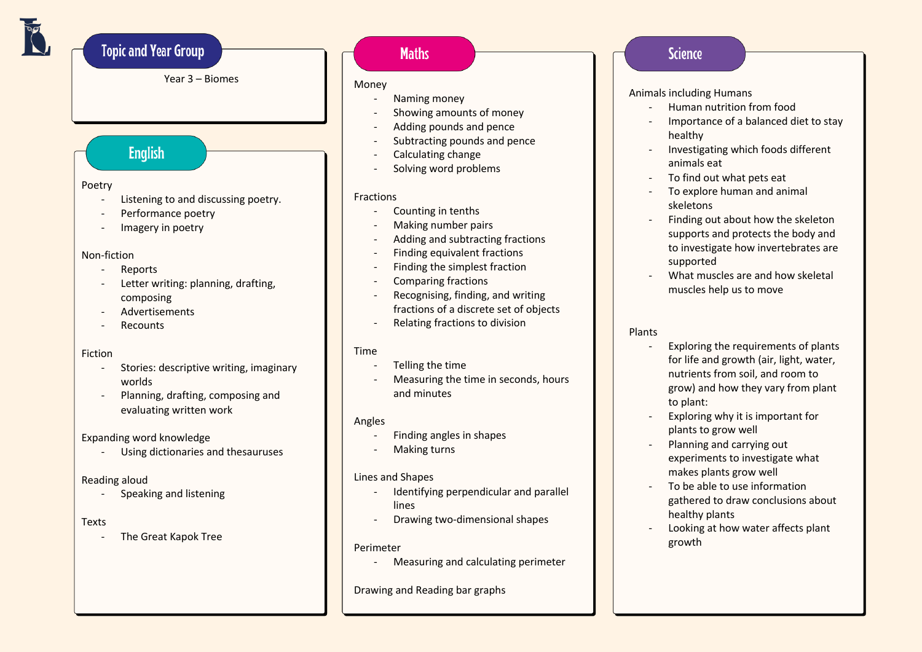## Topic and Year Group

Year 3 – Biomes

## English

Poetry
- Listening to and discussing poetry.
- Performance poetry
- Imagery in poetry

Non-fiction
- Reports
- Letter writing: planning, drafting, composing
- Advertisements
- Recounts

Fiction
- Stories: descriptive writing, imaginary worlds
- Planning, drafting, composing and evaluating written work

Expanding word knowledge
- Using dictionaries and thesauruses

Reading aloud
- Speaking and listening

Texts
- The Great Kapok Tree

## Maths

Money
- Naming money
- Showing amounts of money
- Adding pounds and pence
- Subtracting pounds and pence
- Calculating change
- Solving word problems

Fractions
- Counting in tenths
- Making number pairs
- Adding and subtracting fractions
- Finding equivalent fractions
- Finding the simplest fraction
- Comparing fractions
- Recognising, finding, and writing fractions of a discrete set of objects
- Relating fractions to division

Time
- Telling the time
- Measuring the time in seconds, hours and minutes

Angles
- Finding angles in shapes
- Making turns

Lines and Shapes
- Identifying perpendicular and parallel lines
- Drawing two-dimensional shapes

Perimeter
- Measuring and calculating perimeter

Drawing and Reading bar graphs

## Science

Animals including Humans
- Human nutrition from food
- Importance of a balanced diet to stay healthy
- Investigating which foods different animals eat
- To find out what pets eat
- To explore human and animal skeletons
- Finding out about how the skeleton supports and protects the body and to investigate how invertebrates are supported
- What muscles are and how skeletal muscles help us to move

Plants
- Exploring the requirements of plants for life and growth (air, light, water, nutrients from soil, and room to grow) and how they vary from plant to plant:
- Exploring why it is important for plants to grow well
- Planning and carrying out experiments to investigate what makes plants grow well
- To be able to use information gathered to draw conclusions about healthy plants
- Looking at how water affects plant growth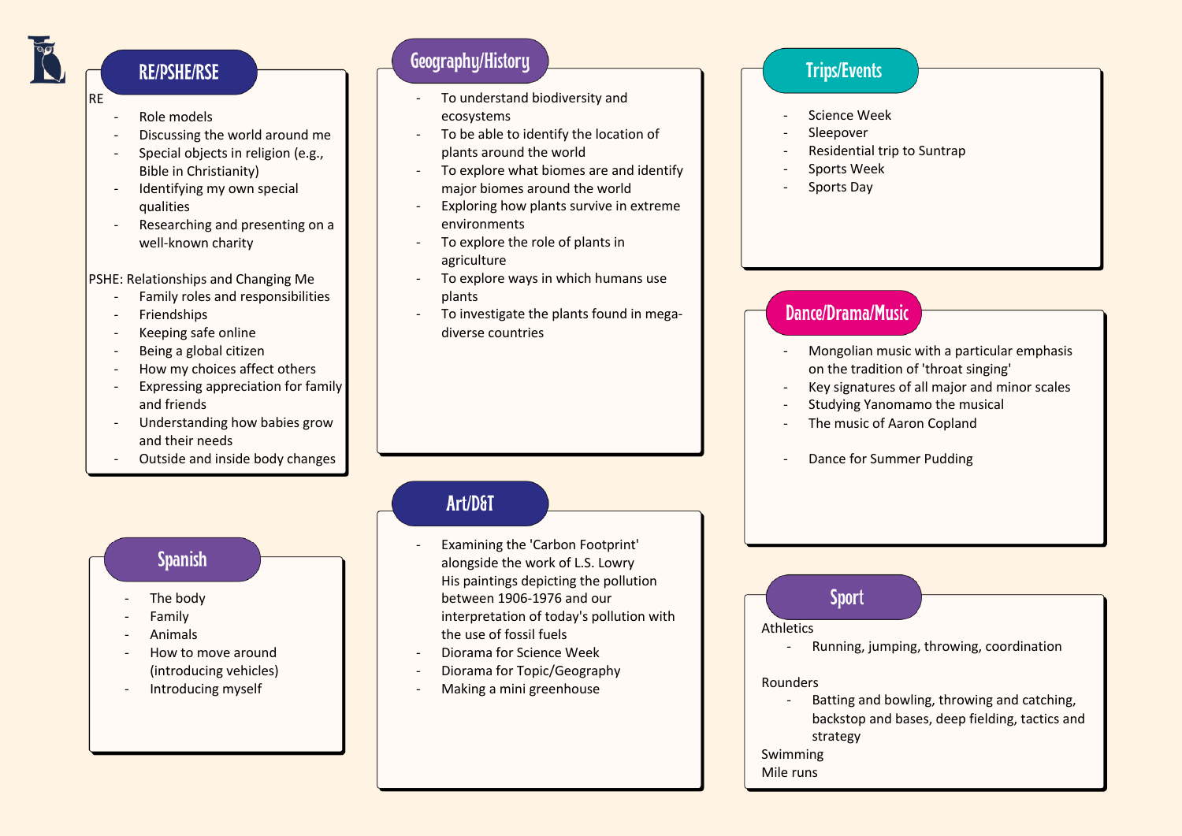## RE/PSHE/RSE

RE

- Role models
- Discussing the world around me
- Special objects in religion (e.g., Bible in Christianity)
- Identifying my own special qualities
- Researching and presenting on a well-known charity

PSHE: Relationships and Changing Me

- Family roles and responsibilities
- Friendships
- Keeping safe online
- Being a global citizen
- How my choices affect others
- Expressing appreciation for family and friends
- Understanding how babies grow and their needs
- Outside and inside body changes

## Geography/History

- To understand biodiversity and ecosystems
- To be able to identify the location of plants around the world
- To explore what biomes are and identify major biomes around the world
- Exploring how plants survive in extreme environments
- To explore the role of plants in agriculture
- To explore ways in which humans use plants
- To investigate the plants found in mega-diverse countries

## Trips/Events

- Science Week
- Sleepover
- Residential trip to Suntrap
- Sports Week
- Sports Day

## Dance/Drama/Music

- Mongolian music with a particular emphasis on the tradition of 'throat singing'
- Key signatures of all major and minor scales
- Studying Yanomamo the musical
- The music of Aaron Copland
- Dance for Summer Pudding

## Spanish

- The body
- Family
- Animals
- How to move around (introducing vehicles)
- Introducing myself

## Art/D&T

- Examining the 'Carbon Footprint' alongside the work of L.S. Lowry His paintings depicting the pollution between 1906-1976 and our interpretation of today's pollution with the use of fossil fuels
- Diorama for Science Week
- Diorama for Topic/Geography
- Making a mini greenhouse

## Sport

Athletics

- Running, jumping, throwing, coordination

Rounders

- Batting and bowling, throwing and catching, backstop and bases, deep fielding, tactics and strategy

Swimming

Mile runs